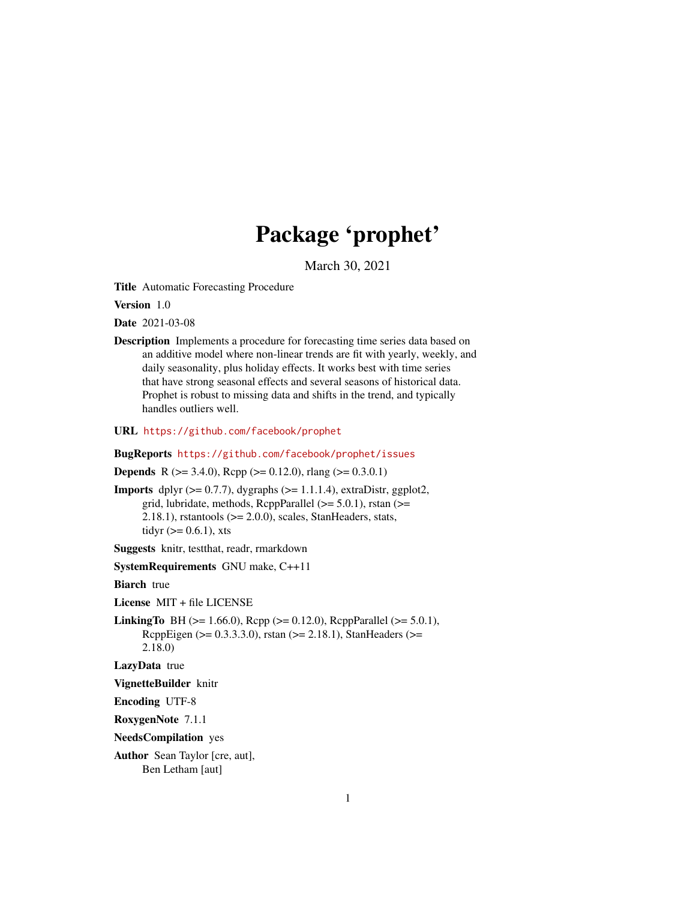# Package 'prophet'

March 30, 2021

**Title** Automatic Forecasting Procedure

**Version** 1.0

**Date** 2021-03-08

**Description** Implements a procedure for forecasting time series data based on an additive model where non-linear trends are fit with yearly, weekly, and daily seasonality, plus holiday effects. It works best with time series that have strong seasonal effects and several seasons of historical data. Prophet is robust to missing data and shifts in the trend, and typically handles outliers well.

**URL** https://github.com/facebook/prophet

**BugReports** https://github.com/facebook/prophet/issues

**Depends** R (>= 3.4.0), Rcpp (>= 0.12.0), rlang (>= 0.3.0.1)

**Imports** dplyr (>= 0.7.7), dygraphs (>= 1.1.1.4), extraDistr, ggplot2, grid, lubridate, methods, RcppParallel (>= 5.0.1), rstan (>= 2.18.1), rstantools (>= 2.0.0), scales, StanHeaders, stats, tidyr (>= 0.6.1), xts

**Suggests** knitr, testthat, readr, rmarkdown

**SystemRequirements** GNU make, C++11

**Biarch** true

**License** MIT + file LICENSE

**LinkingTo** BH (>= 1.66.0), Rcpp (>= 0.12.0), RcppParallel (>= 5.0.1), RcppEigen (>= 0.3.3.3.0), rstan (>= 2.18.1), StanHeaders (>= 2.18.0)

**LazyData** true

**VignetteBuilder** knitr

**Encoding** UTF-8

**RoxygenNote** 7.1.1

**NeedsCompilation** yes

**Author** Sean Taylor [cre, aut],
Ben Letham [aut]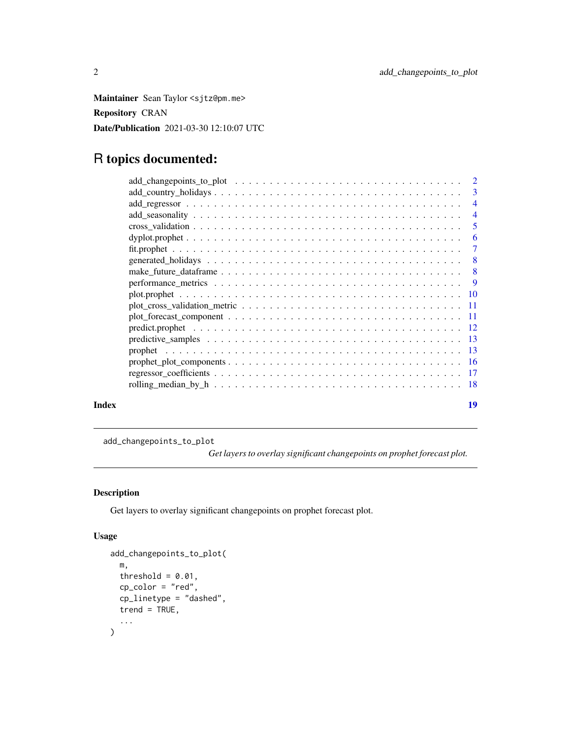**Maintainer** Sean Taylor <sjtz@pm.me>

**Repository** CRAN

**Date/Publication** 2021-03-30 12:10:07 UTC

# R topics documented:

| | |
|---|---|
| add_changepoints_to_plot | 2 |
| add_country_holidays | 3 |
| add_regressor | 4 |
| add_seasonality | 4 |
| cross_validation | 5 |
| dyplot.prophet | 6 |
| fit.prophet | 7 |
| generated_holidays | 8 |
| make_future_dataframe | 8 |
| performance_metrics | 9 |
| plot.prophet | 10 |
| plot_cross_validation_metric | 11 |
| plot_forecast_component | 11 |
| predict.prophet | 12 |
| predictive_samples | 13 |
| prophet | 13 |
| prophet_plot_components | 16 |
| regressor_coefficients | 17 |
| rolling_median_by_h | 18 |

**Index** **19**

---

add_changepoints_to_plot *Get layers to overlay significant changepoints on prophet forecast plot.*

---

## Description

Get layers to overlay significant changepoints on prophet forecast plot.

## Usage

```
add_changepoints_to_plot(
  m,
  threshold = 0.01,
  cp_color = "red",
  cp_linetype = "dashed",
  trend = TRUE,
  ...
)
```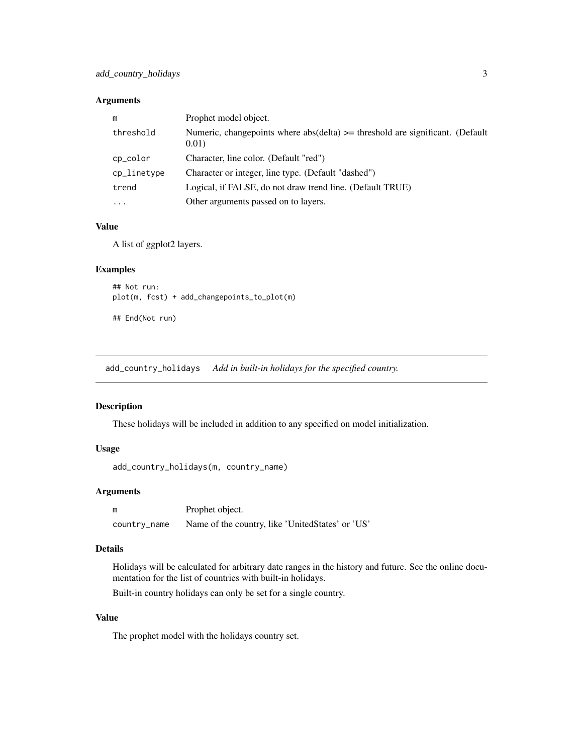### Arguments

| | |
|---|---|
| m | Prophet model object. |
| threshold | Numeric, changepoints where abs(delta) >= threshold are significant. (Default 0.01) |
| cp_color | Character, line color. (Default "red") |
| cp_linetype | Character or integer, line type. (Default "dashed") |
| trend | Logical, if FALSE, do not draw trend line. (Default TRUE) |
| ... | Other arguments passed on to layers. |

### Value

A list of ggplot2 layers.

### Examples

```
## Not run:
plot(m, fcst) + add_changepoints_to_plot(m)

## End(Not run)
```

---

## add_country_holidays *Add in built-in holidays for the specified country.*

---

### Description

These holidays will be included in addition to any specified on model initialization.

### Usage

```
add_country_holidays(m, country_name)
```

### Arguments

| | |
|---|---|
| m | Prophet object. |
| country_name | Name of the country, like 'UnitedStates' or 'US' |

### Details

Holidays will be calculated for arbitrary date ranges in the history and future. See the online documentation for the list of countries with built-in holidays.

Built-in country holidays can only be set for a single country.

### Value

The prophet model with the holidays country set.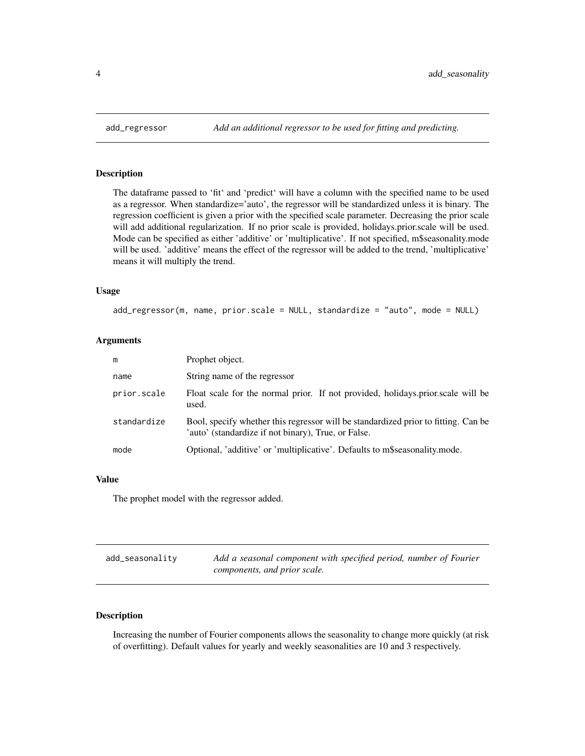## add_regressor *Add an additional regressor to be used for fitting and predicting.*

### Description

The dataframe passed to 'fit' and 'predict' will have a column with the specified name to be used as a regressor. When standardize='auto', the regressor will be standardized unless it is binary. The regression coefficient is given a prior with the specified scale parameter. Decreasing the prior scale will add additional regularization. If no prior scale is provided, holidays.prior.scale will be used. Mode can be specified as either 'additive' or 'multiplicative'. If not specified, m$seasonality.mode will be used. 'additive' means the effect of the regressor will be added to the trend, 'multiplicative' means it will multiply the trend.

### Usage

```
add_regressor(m, name, prior.scale = NULL, standardize = "auto", mode = NULL)
```

### Arguments

| | |
|---|---|
| m | Prophet object. |
| name | String name of the regressor |
| prior.scale | Float scale for the normal prior. If not provided, holidays.prior.scale will be used. |
| standardize | Bool, specify whether this regressor will be standardized prior to fitting. Can be 'auto' (standardize if not binary), True, or False. |
| mode | Optional, 'additive' or 'multiplicative'. Defaults to m$seasonality.mode. |

### Value

The prophet model with the regressor added.

## add_seasonality *Add a seasonal component with specified period, number of Fourier components, and prior scale.*

### Description

Increasing the number of Fourier components allows the seasonality to change more quickly (at risk of overfitting). Default values for yearly and weekly seasonalities are 10 and 3 respectively.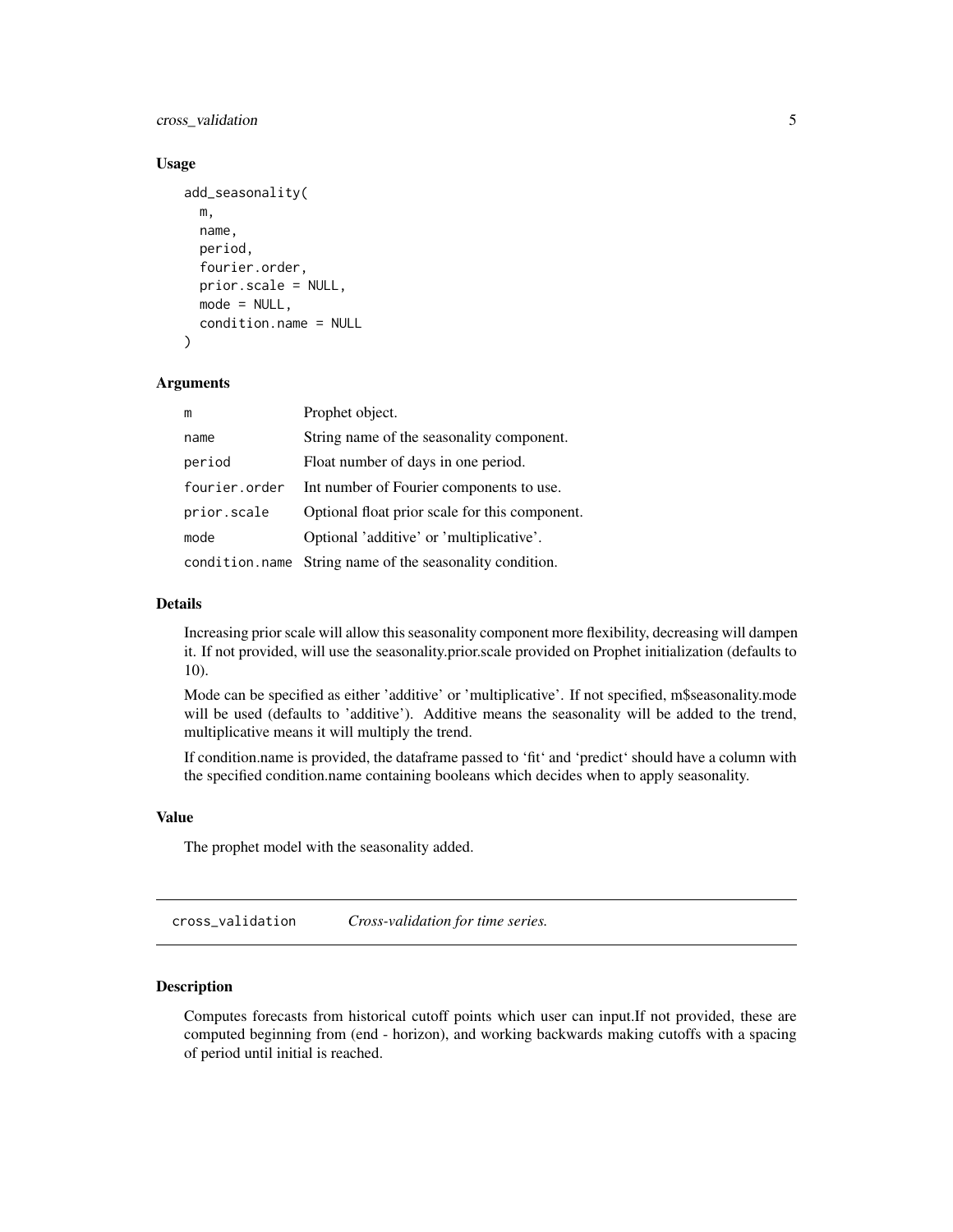### Usage

```
add_seasonality(
  m,
  name,
  period,
  fourier.order,
  prior.scale = NULL,
  mode = NULL,
  condition.name = NULL
)
```

### Arguments

| | |
|---|---|
| m | Prophet object. |
| name | String name of the seasonality component. |
| period | Float number of days in one period. |
| fourier.order | Int number of Fourier components to use. |
| prior.scale | Optional float prior scale for this component. |
| mode | Optional 'additive' or 'multiplicative'. |
| condition.name | String name of the seasonality condition. |

### Details

Increasing prior scale will allow this seasonality component more flexibility, decreasing will dampen it. If not provided, will use the seasonality.prior.scale provided on Prophet initialization (defaults to 10).

Mode can be specified as either 'additive' or 'multiplicative'. If not specified, m$seasonality.mode will be used (defaults to 'additive'). Additive means the seasonality will be added to the trend, multiplicative means it will multiply the trend.

If condition.name is provided, the dataframe passed to 'fit' and 'predict' should have a column with the specified condition.name containing booleans which decides when to apply seasonality.

### Value

The prophet model with the seasonality added.

---

## cross_validation *Cross-validation for time series.*

---

### Description

Computes forecasts from historical cutoff points which user can input.If not provided, these are computed beginning from (end - horizon), and working backwards making cutoffs with a spacing of period until initial is reached.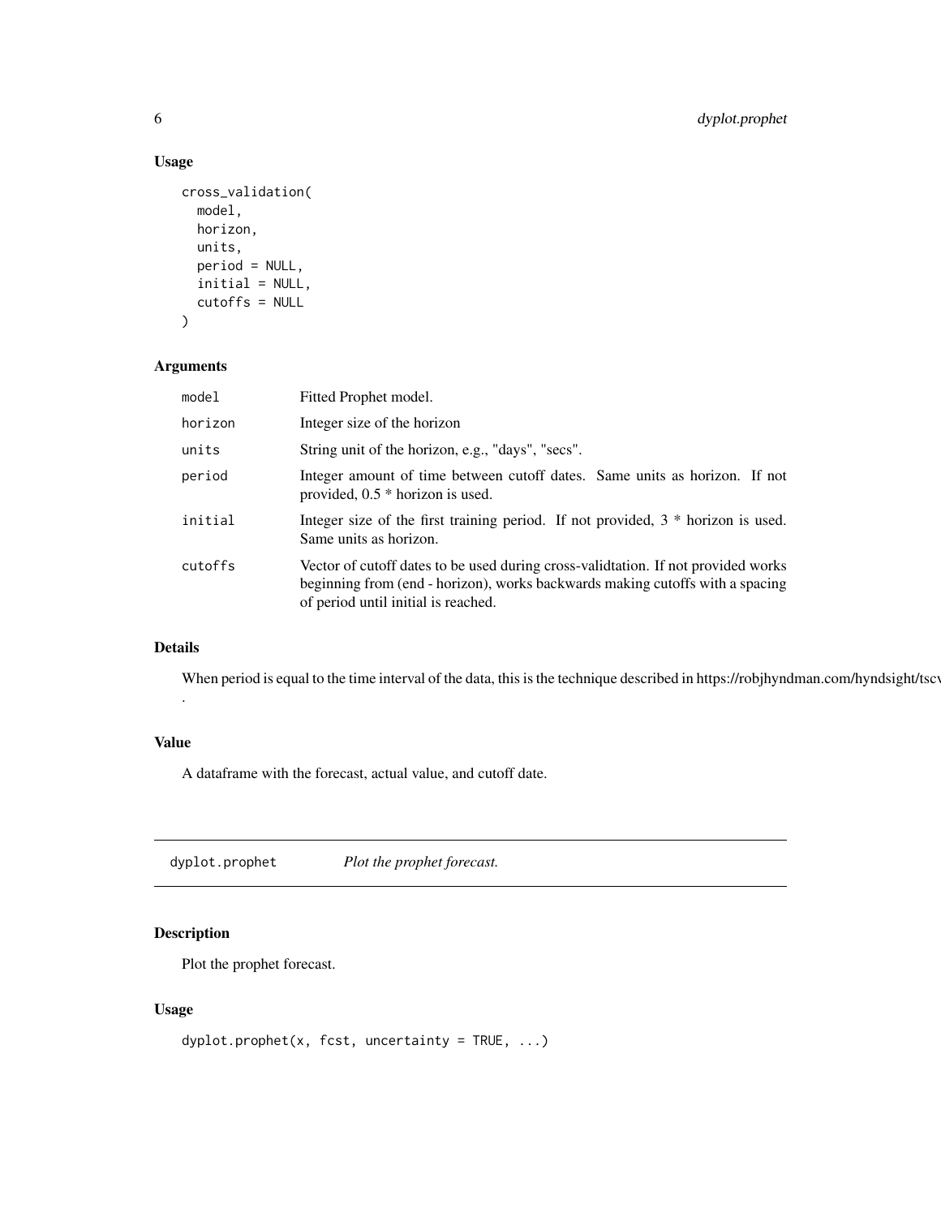### Usage

```
cross_validation(
  model,
  horizon,
  units,
  period = NULL,
  initial = NULL,
  cutoffs = NULL
)
```

### Arguments

| | |
|---|---|
| `model` | Fitted Prophet model. |
| `horizon` | Integer size of the horizon |
| `units` | String unit of the horizon, e.g., "days", "secs". |
| `period` | Integer amount of time between cutoff dates. Same units as horizon. If not provided, 0.5 * horizon is used. |
| `initial` | Integer size of the first training period. If not provided, 3 * horizon is used. Same units as horizon. |
| `cutoffs` | Vector of cutoff dates to be used during cross-validtation. If not provided works beginning from (end - horizon), works backwards making cutoffs with a spacing of period until initial is reached. |

### Details

When period is equal to the time interval of the data, this is the technique described in https://robjhyndman.com/hyndsight/tscv

.

### Value

A dataframe with the forecast, actual value, and cutoff date.

---

## `dyplot.prophet` *Plot the prophet forecast.*

---

### Description

Plot the prophet forecast.

### Usage

```
dyplot.prophet(x, fcst, uncertainty = TRUE, ...)
```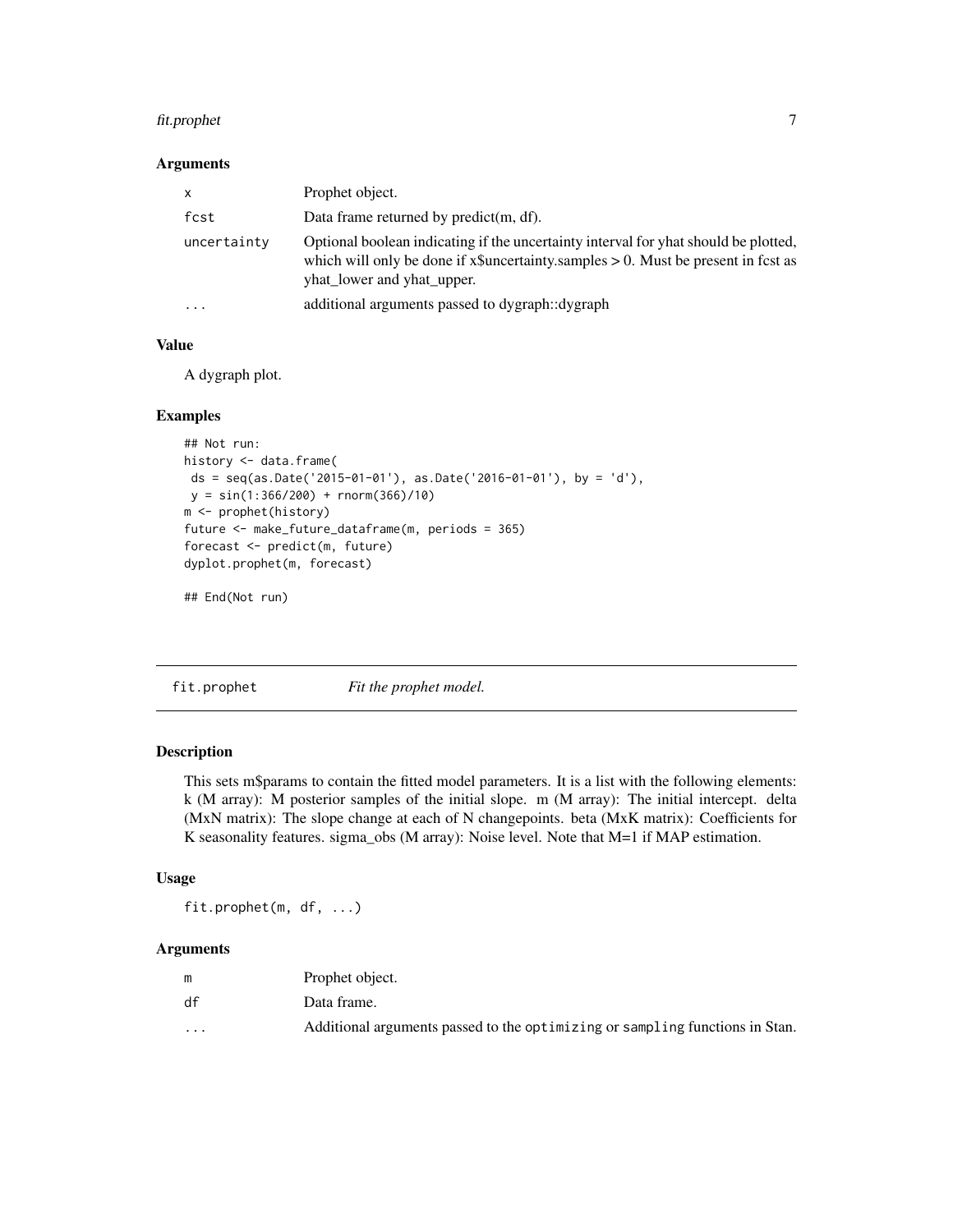### Arguments

| | |
|---|---|
| x | Prophet object. |
| fcst | Data frame returned by predict(m, df). |
| uncertainty | Optional boolean indicating if the uncertainty interval for yhat should be plotted, which will only be done if x$uncertainty.samples > 0. Must be present in fcst as yhat_lower and yhat_upper. |
| ... | additional arguments passed to dygraph::dygraph |

### Value

A dygraph plot.

### Examples

```
## Not run:
history <- data.frame(
 ds = seq(as.Date('2015-01-01'), as.Date('2016-01-01'), by = 'd'),
 y = sin(1:366/200) + rnorm(366)/10)
m <- prophet(history)
future <- make_future_dataframe(m, periods = 365)
forecast <- predict(m, future)
dyplot.prophet(m, forecast)

## End(Not run)
```

---

## fit.prophet *Fit the prophet model.*

---

### Description

This sets m$params to contain the fitted model parameters. It is a list with the following elements: k (M array): M posterior samples of the initial slope. m (M array): The initial intercept. delta (MxN matrix): The slope change at each of N changepoints. beta (MxK matrix): Coefficients for K seasonality features. sigma_obs (M array): Noise level. Note that M=1 if MAP estimation.

### Usage

```
fit.prophet(m, df, ...)
```

### Arguments

| | |
|---|---|
| m | Prophet object. |
| df | Data frame. |
| ... | Additional arguments passed to the optimizing or sampling functions in Stan. |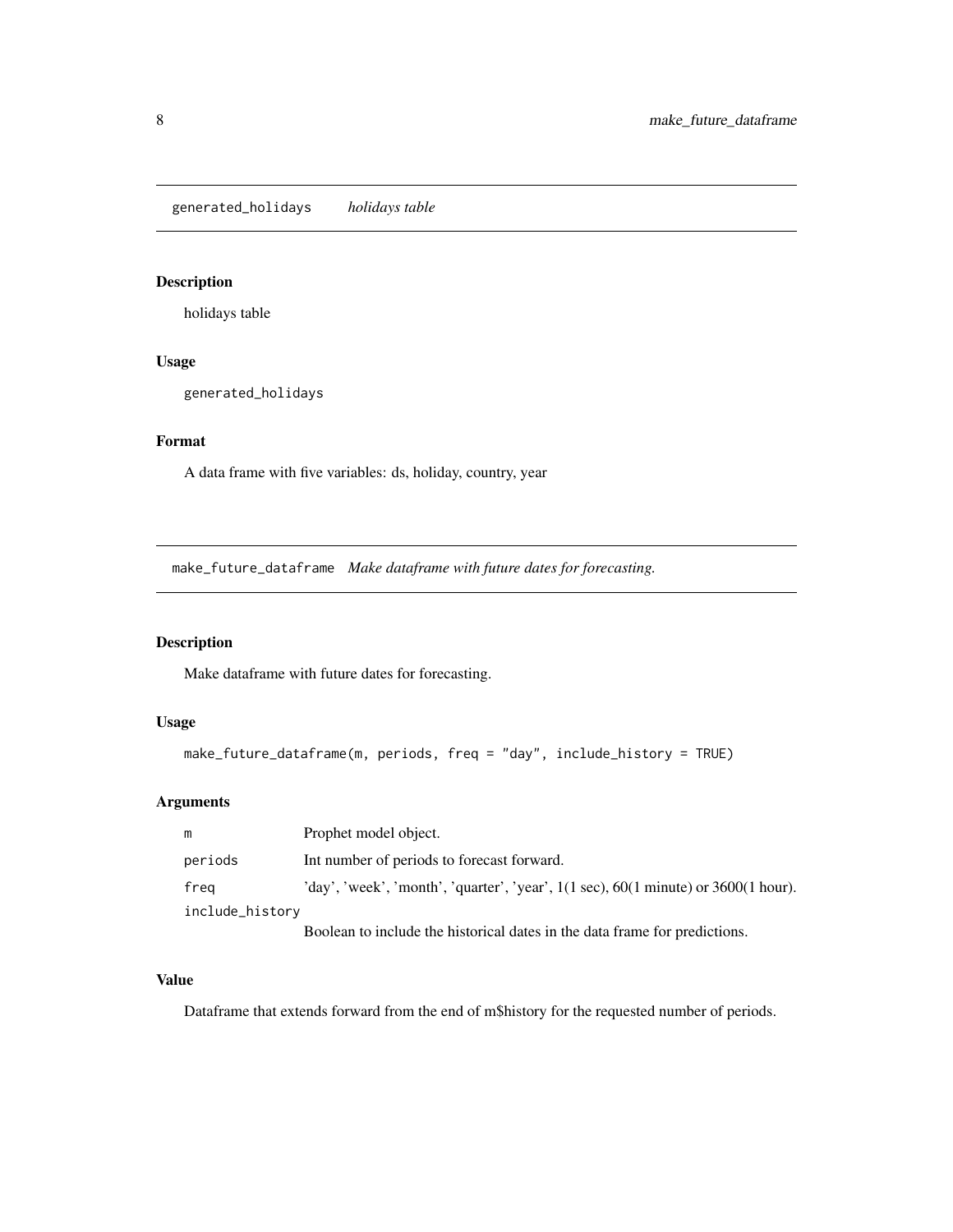## generated_holidays *holidays table*

### Description

holidays table

### Usage

```
generated_holidays
```

### Format

A data frame with five variables: ds, holiday, country, year

## make_future_dataframe *Make dataframe with future dates for forecasting.*

### Description

Make dataframe with future dates for forecasting.

### Usage

```
make_future_dataframe(m, periods, freq = "day", include_history = TRUE)
```

### Arguments

| | |
|---|---|
| m | Prophet model object. |
| periods | Int number of periods to forecast forward. |
| freq | 'day', 'week', 'month', 'quarter', 'year', 1(1 sec), 60(1 minute) or 3600(1 hour). |
| include_history | Boolean to include the historical dates in the data frame for predictions. |

### Value

Dataframe that extends forward from the end of m$history for the requested number of periods.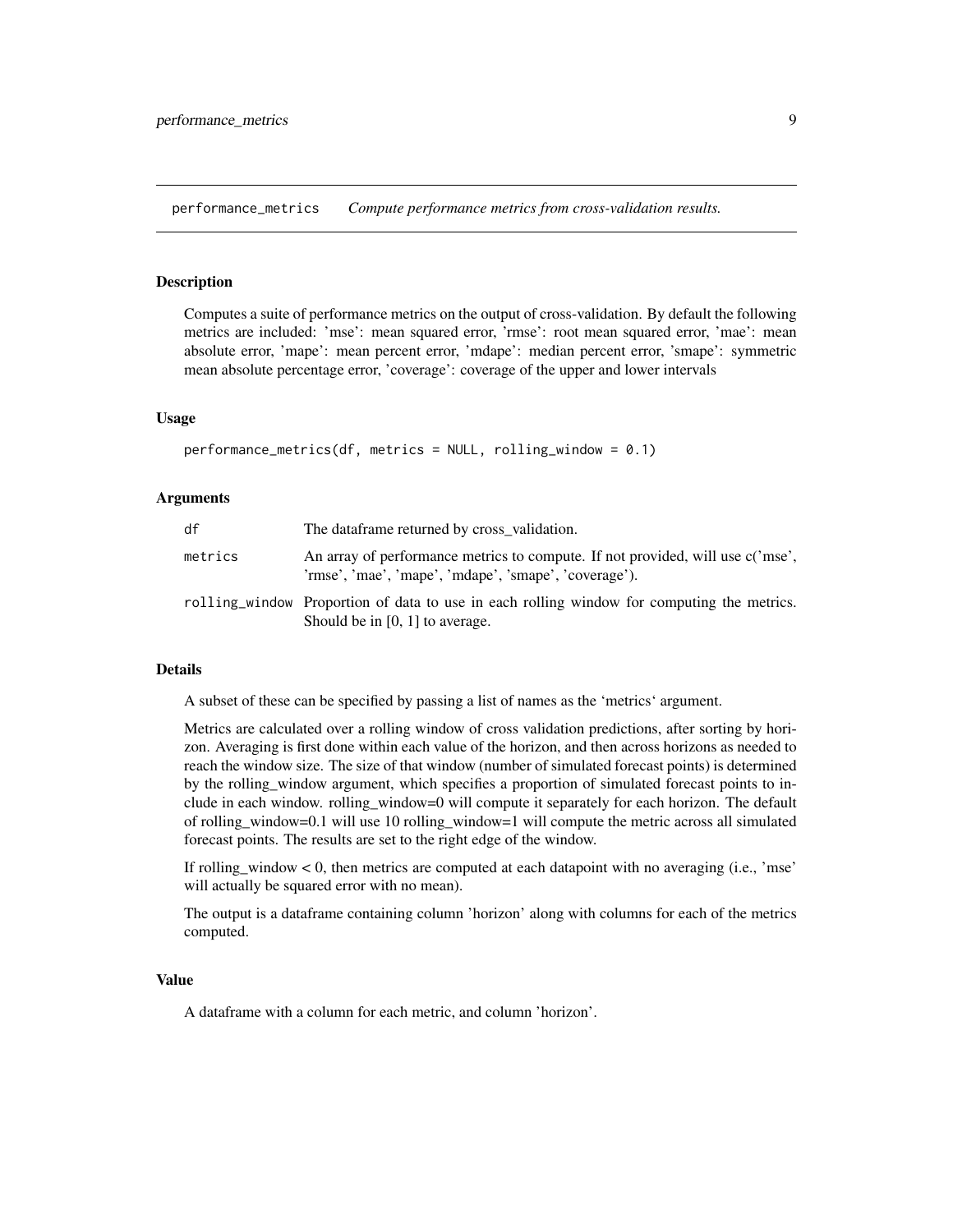## performance_metrics — *Compute performance metrics from cross-validation results.*

### Description

Computes a suite of performance metrics on the output of cross-validation. By default the following metrics are included: 'mse': mean squared error, 'rmse': root mean squared error, 'mae': mean absolute error, 'mape': mean percent error, 'mdape': median percent error, 'smape': symmetric mean absolute percentage error, 'coverage': coverage of the upper and lower intervals

### Usage

```
performance_metrics(df, metrics = NULL, rolling_window = 0.1)
```

### Arguments

| | |
|---|---|
| `df` | The dataframe returned by cross_validation. |
| `metrics` | An array of performance metrics to compute. If not provided, will use c('mse', 'rmse', 'mae', 'mape', 'mdape', 'smape', 'coverage'). |
| `rolling_window` | Proportion of data to use in each rolling window for computing the metrics. Should be in [0, 1] to average. |

### Details

A subset of these can be specified by passing a list of names as the 'metrics' argument.

Metrics are calculated over a rolling window of cross validation predictions, after sorting by horizon. Averaging is first done within each value of the horizon, and then across horizons as needed to reach the window size. The size of that window (number of simulated forecast points) is determined by the rolling_window argument, which specifies a proportion of simulated forecast points to include in each window. rolling_window=0 will compute it separately for each horizon. The default of rolling_window=0.1 will use 10 rolling_window=1 will compute the metric across all simulated forecast points. The results are set to the right edge of the window.

If rolling_window < 0, then metrics are computed at each datapoint with no averaging (i.e., 'mse' will actually be squared error with no mean).

The output is a dataframe containing column 'horizon' along with columns for each of the metrics computed.

### Value

A dataframe with a column for each metric, and column 'horizon'.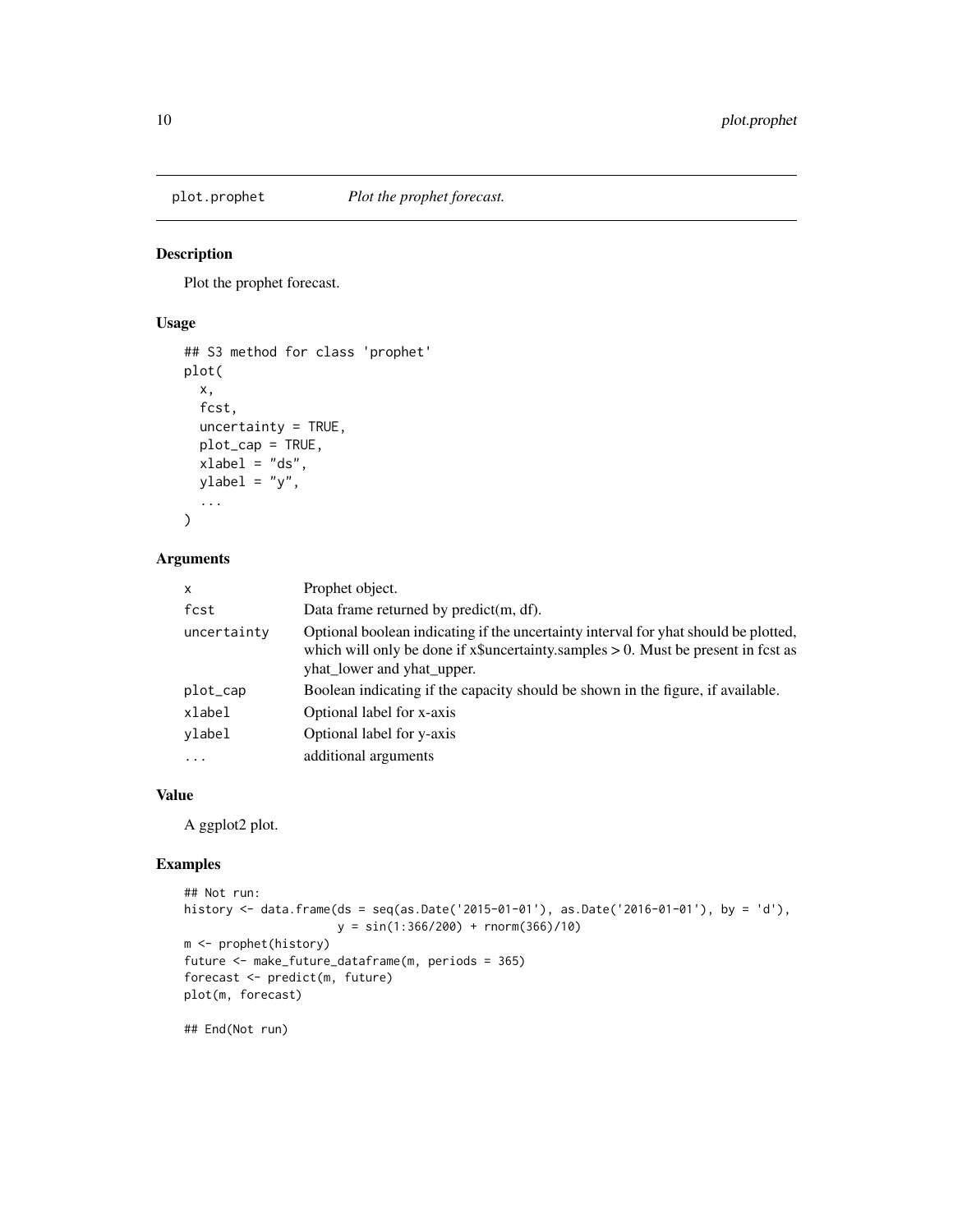# plot.prophet *Plot the prophet forecast.*

## Description

Plot the prophet forecast.

## Usage

```
## S3 method for class 'prophet'
plot(
  x,
  fcst,
  uncertainty = TRUE,
  plot_cap = TRUE,
  xlabel = "ds",
  ylabel = "y",
  ...
)
```

## Arguments

| | |
|---|---|
| `x` | Prophet object. |
| `fcst` | Data frame returned by predict(m, df). |
| `uncertainty` | Optional boolean indicating if the uncertainty interval for yhat should be plotted, which will only be done if x$uncertainty.samples > 0. Must be present in fcst as yhat_lower and yhat_upper. |
| `plot_cap` | Boolean indicating if the capacity should be shown in the figure, if available. |
| `xlabel` | Optional label for x-axis |
| `ylabel` | Optional label for y-axis |
| `...` | additional arguments |

## Value

A ggplot2 plot.

## Examples

```
## Not run:
history <- data.frame(ds = seq(as.Date('2015-01-01'), as.Date('2016-01-01'), by = 'd'),
                      y = sin(1:366/200) + rnorm(366)/10)
m <- prophet(history)
future <- make_future_dataframe(m, periods = 365)
forecast <- predict(m, future)
plot(m, forecast)

## End(Not run)
```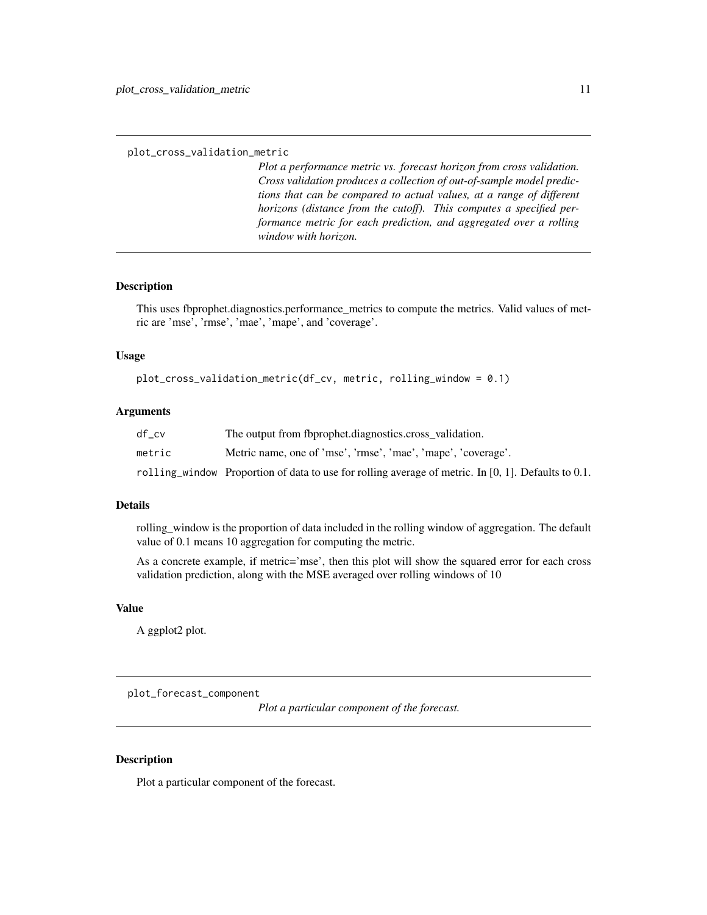`plot_cross_validation_metric`

*Plot a performance metric vs. forecast horizon from cross validation. Cross validation produces a collection of out-of-sample model predictions that can be compared to actual values, at a range of different horizons (distance from the cutoff). This computes a specified performance metric for each prediction, and aggregated over a rolling window with horizon.*

### Description

This uses fbprophet.diagnostics.performance_metrics to compute the metrics. Valid values of metric are 'mse', 'rmse', 'mae', 'mape', and 'coverage'.

### Usage

```
plot_cross_validation_metric(df_cv, metric, rolling_window = 0.1)
```

### Arguments

| | |
|---|---|
| `df_cv` | The output from fbprophet.diagnostics.cross_validation. |
| `metric` | Metric name, one of 'mse', 'rmse', 'mae', 'mape', 'coverage'. |
| `rolling_window` | Proportion of data to use for rolling average of metric. In [0, 1]. Defaults to 0.1. |

### Details

rolling_window is the proportion of data included in the rolling window of aggregation. The default value of 0.1 means 10 aggregation for computing the metric.

As a concrete example, if metric='mse', then this plot will show the squared error for each cross validation prediction, along with the MSE averaged over rolling windows of 10

### Value

A ggplot2 plot.

---

`plot_forecast_component`

*Plot a particular component of the forecast.*

### Description

Plot a particular component of the forecast.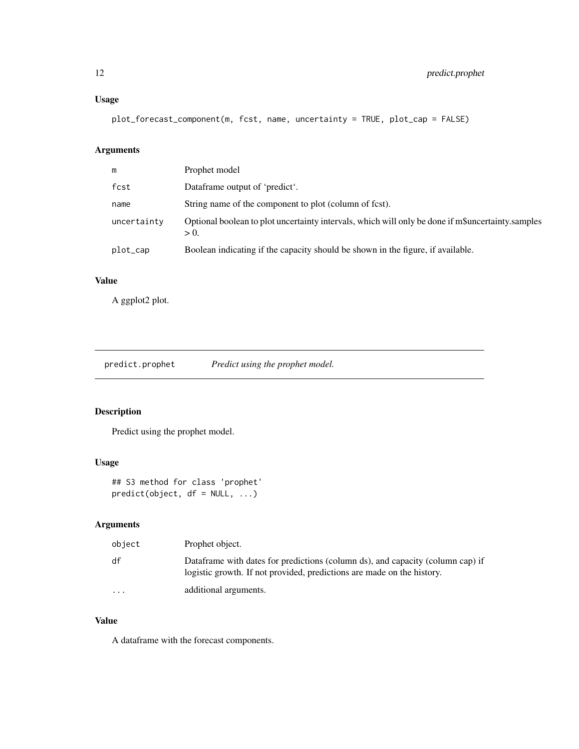### Usage

```
plot_forecast_component(m, fcst, name, uncertainty = TRUE, plot_cap = FALSE)
```

### Arguments

| | |
|---|---|
| m | Prophet model |
| fcst | Dataframe output of 'predict'. |
| name | String name of the component to plot (column of fcst). |
| uncertainty | Optional boolean to plot uncertainty intervals, which will only be done if m$uncertainty.samples > 0. |
| plot_cap | Boolean indicating if the capacity should be shown in the figure, if available. |

### Value

A ggplot2 plot.

## predict.prophet    *Predict using the prophet model.*

### Description

Predict using the prophet model.

### Usage

```
## S3 method for class 'prophet'
predict(object, df = NULL, ...)
```

### Arguments

| | |
|---|---|
| object | Prophet object. |
| df | Dataframe with dates for predictions (column ds), and capacity (column cap) if logistic growth. If not provided, predictions are made on the history. |
| ... | additional arguments. |

### Value

A dataframe with the forecast components.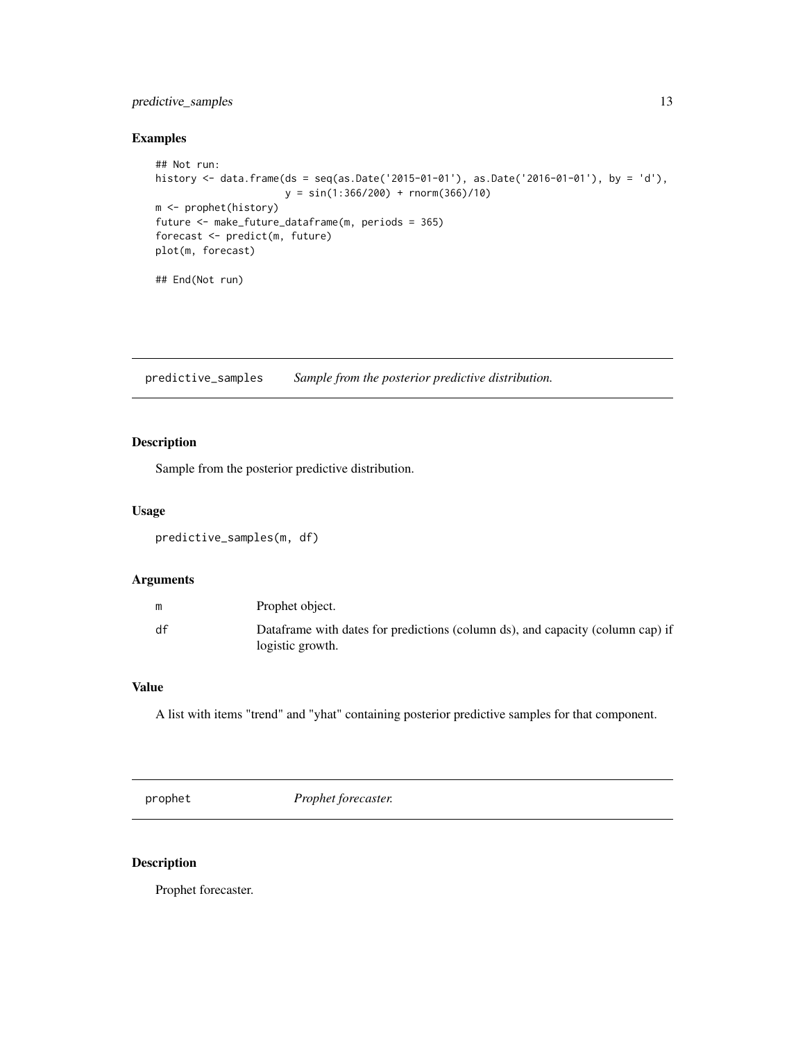### Examples

```
## Not run:
history <- data.frame(ds = seq(as.Date('2015-01-01'), as.Date('2016-01-01'), by = 'd'),
                      y = sin(1:366/200) + rnorm(366)/10)
m <- prophet(history)
future <- make_future_dataframe(m, periods = 365)
forecast <- predict(m, future)
plot(m, forecast)

## End(Not run)
```

## predictive_samples    *Sample from the posterior predictive distribution.*

### Description

Sample from the posterior predictive distribution.

### Usage

```
predictive_samples(m, df)
```

### Arguments

| | |
|---|---|
| m | Prophet object. |
| df | Dataframe with dates for predictions (column ds), and capacity (column cap) if logistic growth. |

### Value

A list with items "trend" and "yhat" containing posterior predictive samples for that component.

## prophet    *Prophet forecaster.*

### Description

Prophet forecaster.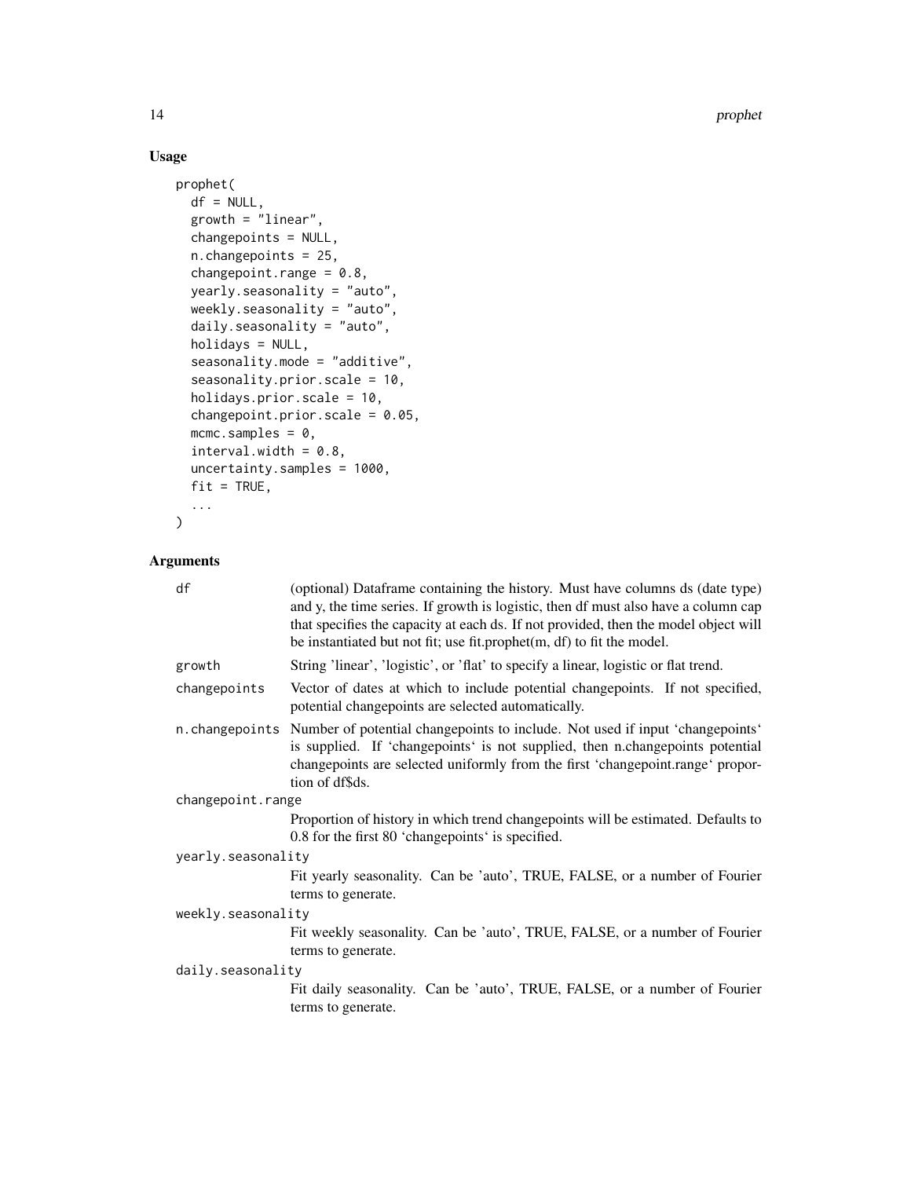## Usage

```
prophet(
  df = NULL,
  growth = "linear",
  changepoints = NULL,
  n.changepoints = 25,
  changepoint.range = 0.8,
  yearly.seasonality = "auto",
  weekly.seasonality = "auto",
  daily.seasonality = "auto",
  holidays = NULL,
  seasonality.mode = "additive",
  seasonality.prior.scale = 10,
  holidays.prior.scale = 10,
  changepoint.prior.scale = 0.05,
  mcmc.samples = 0,
  interval.width = 0.8,
  uncertainty.samples = 1000,
  fit = TRUE,
  ...
)
```

## Arguments

`df` (optional) Dataframe containing the history. Must have columns ds (date type) and y, the time series. If growth is logistic, then df must also have a column cap that specifies the capacity at each ds. If not provided, then the model object will be instantiated but not fit; use fit.prophet(m, df) to fit the model.

`growth` String 'linear', 'logistic', or 'flat' to specify a linear, logistic or flat trend.

`changepoints` Vector of dates at which to include potential changepoints. If not specified, potential changepoints are selected automatically.

`n.changepoints` Number of potential changepoints to include. Not used if input 'changepoints' is supplied. If 'changepoints' is not supplied, then n.changepoints potential changepoints are selected uniformly from the first 'changepoint.range' proportion of df$ds.

`changepoint.range` Proportion of history in which trend changepoints will be estimated. Defaults to 0.8 for the first 80 'changepoints' is specified.

`yearly.seasonality` Fit yearly seasonality. Can be 'auto', TRUE, FALSE, or a number of Fourier terms to generate.

`weekly.seasonality` Fit weekly seasonality. Can be 'auto', TRUE, FALSE, or a number of Fourier terms to generate.

`daily.seasonality` Fit daily seasonality. Can be 'auto', TRUE, FALSE, or a number of Fourier terms to generate.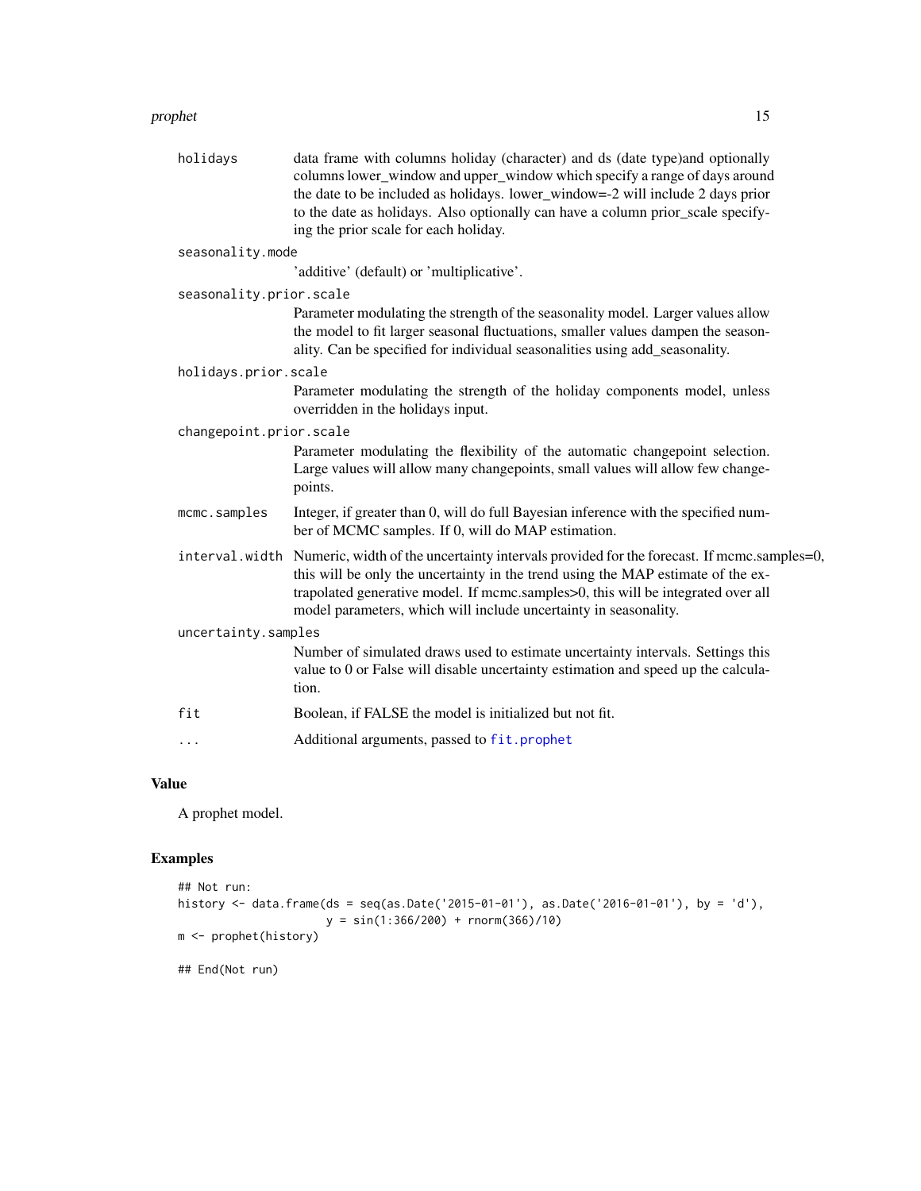| | |
|---|---|
| `holidays` | data frame with columns holiday (character) and ds (date type)and optionally columns lower_window and upper_window which specify a range of days around the date to be included as holidays. lower_window=-2 will include 2 days prior to the date as holidays. Also optionally can have a column prior_scale specifying the prior scale for each holiday. |
| `seasonality.mode` | 'additive' (default) or 'multiplicative'. |
| `seasonality.prior.scale` | Parameter modulating the strength of the seasonality model. Larger values allow the model to fit larger seasonal fluctuations, smaller values dampen the seasonality. Can be specified for individual seasonalities using add_seasonality. |
| `holidays.prior.scale` | Parameter modulating the strength of the holiday components model, unless overridden in the holidays input. |
| `changepoint.prior.scale` | Parameter modulating the flexibility of the automatic changepoint selection. Large values will allow many changepoints, small values will allow few changepoints. |
| `mcmc.samples` | Integer, if greater than 0, will do full Bayesian inference with the specified number of MCMC samples. If 0, will do MAP estimation. |
| `interval.width` | Numeric, width of the uncertainty intervals provided for the forecast. If mcmc.samples=0, this will be only the uncertainty in the trend using the MAP estimate of the extrapolated generative model. If mcmc.samples>0, this will be integrated over all model parameters, which will include uncertainty in seasonality. |
| `uncertainty.samples` | Number of simulated draws used to estimate uncertainty intervals. Settings this value to 0 or False will disable uncertainty estimation and speed up the calculation. |
| `fit` | Boolean, if FALSE the model is initialized but not fit. |
| `...` | Additional arguments, passed to `fit.prophet` |

## Value

A prophet model.

## Examples

```
## Not run:
history <- data.frame(ds = seq(as.Date('2015-01-01'), as.Date('2016-01-01'), by = 'd'),
                      y = sin(1:366/200) + rnorm(366)/10)
m <- prophet(history)

## End(Not run)
```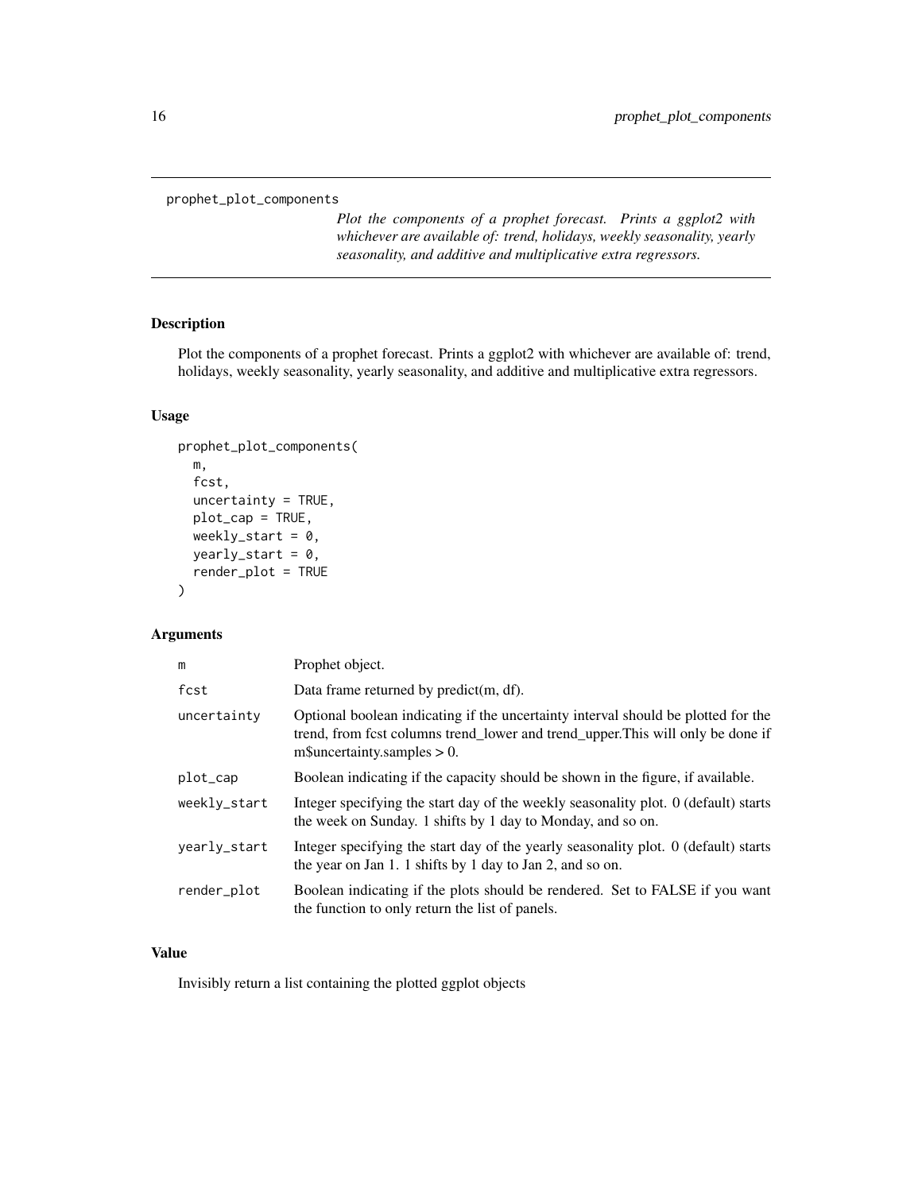## prophet_plot_components

*Plot the components of a prophet forecast. Prints a ggplot2 with whichever are available of: trend, holidays, weekly seasonality, yearly seasonality, and additive and multiplicative extra regressors.*

### Description

Plot the components of a prophet forecast. Prints a ggplot2 with whichever are available of: trend, holidays, weekly seasonality, yearly seasonality, and additive and multiplicative extra regressors.

### Usage

```
prophet_plot_components(
  m,
  fcst,
  uncertainty = TRUE,
  plot_cap = TRUE,
  weekly_start = 0,
  yearly_start = 0,
  render_plot = TRUE
)
```

### Arguments

| | |
|---|---|
| m | Prophet object. |
| fcst | Data frame returned by predict(m, df). |
| uncertainty | Optional boolean indicating if the uncertainty interval should be plotted for the trend, from fcst columns trend_lower and trend_upper.This will only be done if m$uncertainty.samples > 0. |
| plot_cap | Boolean indicating if the capacity should be shown in the figure, if available. |
| weekly_start | Integer specifying the start day of the weekly seasonality plot. 0 (default) starts the week on Sunday. 1 shifts by 1 day to Monday, and so on. |
| yearly_start | Integer specifying the start day of the yearly seasonality plot. 0 (default) starts the year on Jan 1. 1 shifts by 1 day to Jan 2, and so on. |
| render_plot | Boolean indicating if the plots should be rendered. Set to FALSE if you want the function to only return the list of panels. |

### Value

Invisibly return a list containing the plotted ggplot objects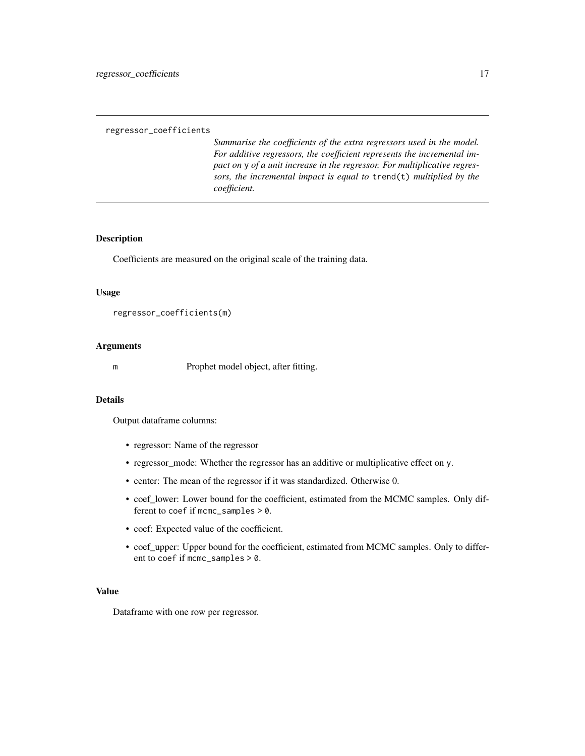`regressor_coefficients`

*Summarise the coefficients of the extra regressors used in the model. For additive regressors, the coefficient represents the incremental impact on* `y` *of a unit increase in the regressor. For multiplicative regressors, the incremental impact is equal to* `trend(t)` *multiplied by the coefficient.*

## Description

Coefficients are measured on the original scale of the training data.

## Usage

```
regressor_coefficients(m)
```

## Arguments

| | |
|---|---|
| `m` | Prophet model object, after fitting. |

## Details

Output dataframe columns:

- regressor: Name of the regressor
- regressor_mode: Whether the regressor has an additive or multiplicative effect on `y`.
- center: The mean of the regressor if it was standardized. Otherwise 0.
- coef_lower: Lower bound for the coefficient, estimated from the MCMC samples. Only different to `coef` if `mcmc_samples > 0`.
- coef: Expected value of the coefficient.
- coef_upper: Upper bound for the coefficient, estimated from MCMC samples. Only to different to `coef` if `mcmc_samples > 0`.

## Value

Dataframe with one row per regressor.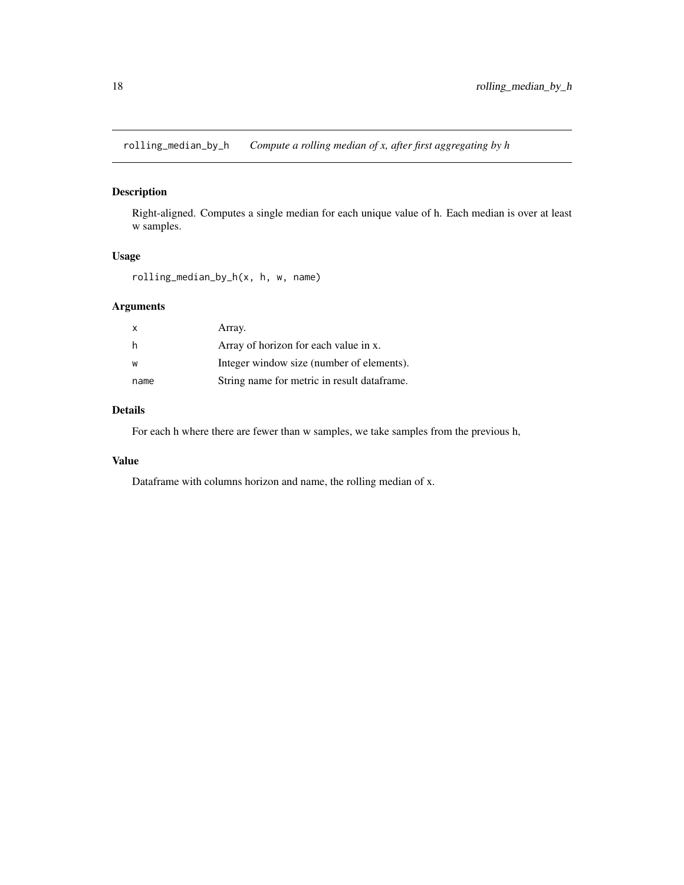## rolling_median_by_h — *Compute a rolling median of x, after first aggregating by h*

### Description

Right-aligned. Computes a single median for each unique value of h. Each median is over at least w samples.

### Usage

```
rolling_median_by_h(x, h, w, name)
```

### Arguments

| | |
|---|---|
| `x` | Array. |
| `h` | Array of horizon for each value in x. |
| `w` | Integer window size (number of elements). |
| `name` | String name for metric in result dataframe. |

### Details

For each h where there are fewer than w samples, we take samples from the previous h,

### Value

Dataframe with columns horizon and name, the rolling median of x.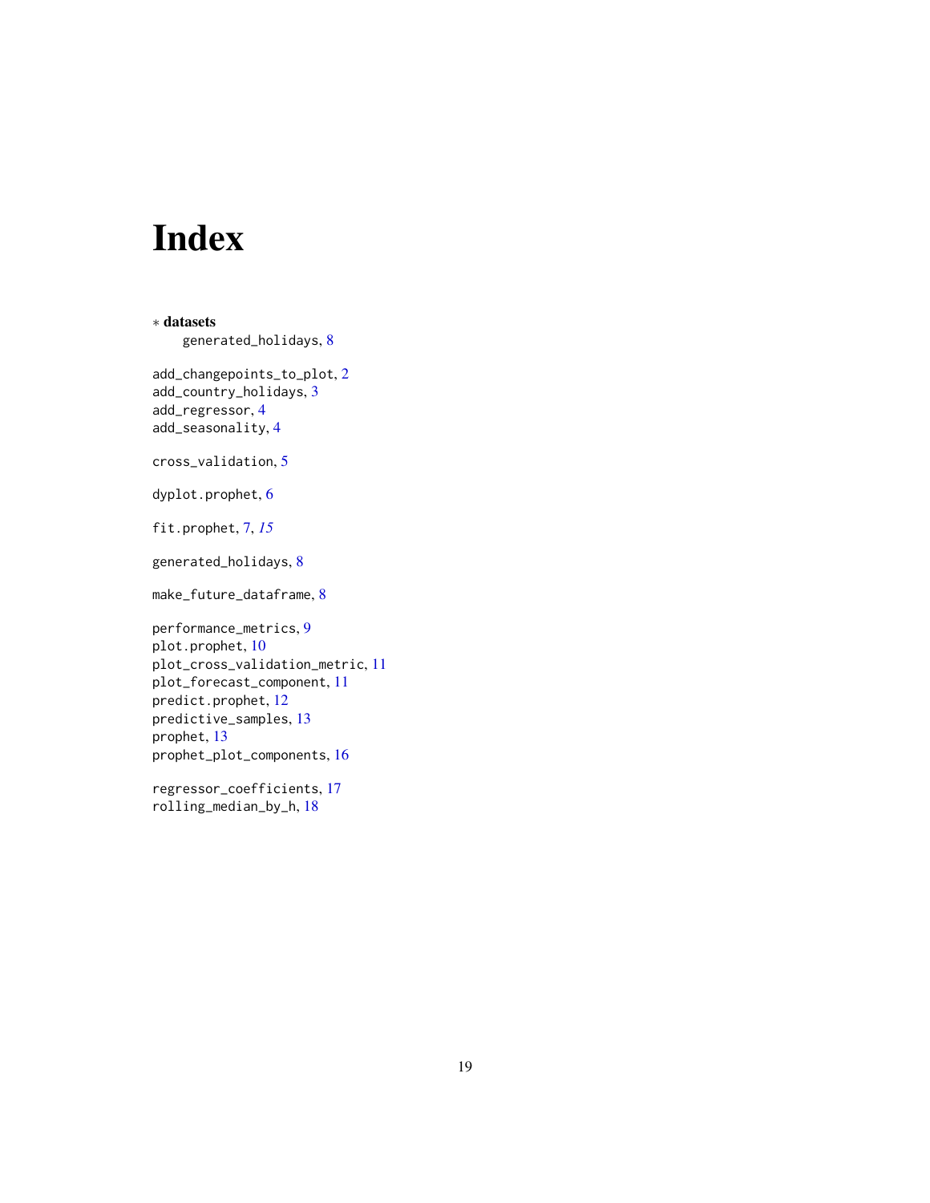# Index

∗ **datasets**
    generated_holidays, 8

add_changepoints_to_plot, 2
add_country_holidays, 3
add_regressor, 4
add_seasonality, 4

cross_validation, 5

dyplot.prophet, 6

fit.prophet, 7, *15*

generated_holidays, 8

make_future_dataframe, 8

performance_metrics, 9
plot.prophet, 10
plot_cross_validation_metric, 11
plot_forecast_component, 11
predict.prophet, 12
predictive_samples, 13
prophet, 13
prophet_plot_components, 16

regressor_coefficients, 17
rolling_median_by_h, 18